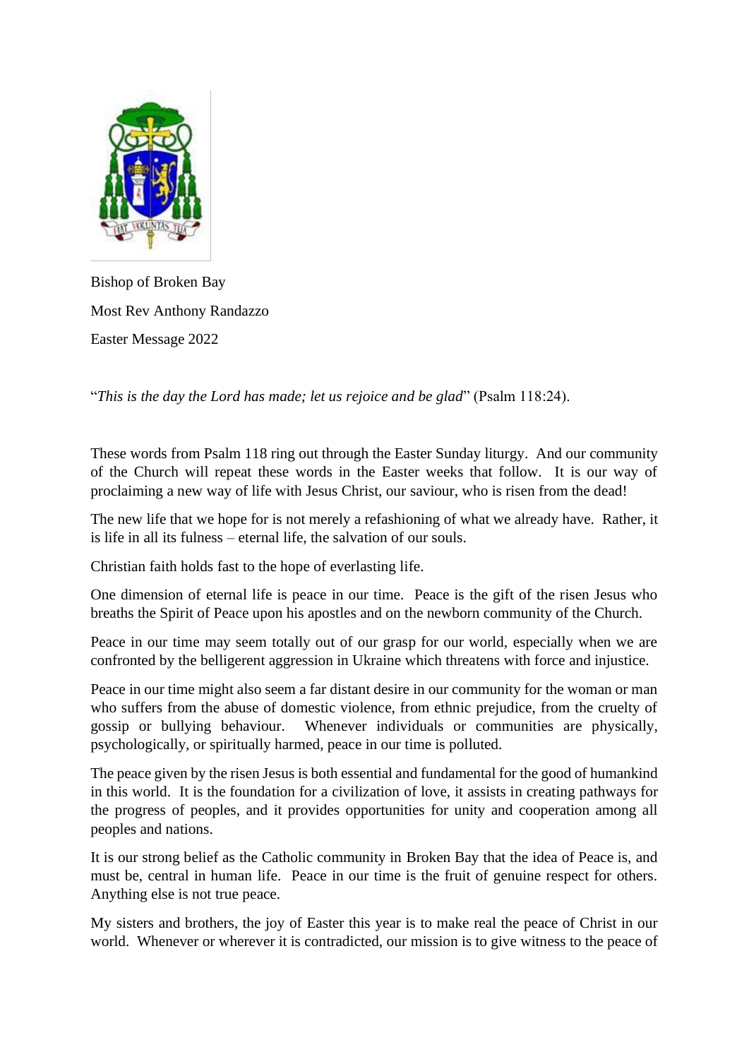Bishop of Broken Bay

Most Rev Anthony Randazzo

Easter Message 2022

"*This is the day the Lord has made; let us rejoice and be glad*" (Psalm 118:24).

These words from Psalm 118 ring out through the Easter Sunday liturgy. And our community of the Church will repeat these words in the Easter weeks that follow. It is our way of proclaiming a new way of life with Jesus Christ, our saviour, who is risen from the dead!

The new life that we hope for is not merely a refashioning of what we already have. Rather, it is life in all its fulness – eternal life, the salvation of our souls.

Christian faith holds fast to the hope of everlasting life.

One dimension of eternal life is peace in our time. Peace is the gift of the risen Jesus who breaths the Spirit of Peace upon his apostles and on the newborn community of the Church.

Peace in our time may seem totally out of our grasp for our world, especially when we are confronted by the belligerent aggression in Ukraine which threatens with force and injustice.

Peace in our time might also seem a far distant desire in our community for the woman or man who suffers from the abuse of domestic violence, from ethnic prejudice, from the cruelty of gossip or bullying behaviour. Whenever individuals or communities are physically, psychologically, or spiritually harmed, peace in our time is polluted.

The peace given by the risen Jesus is both essential and fundamental for the good of humankind in this world. It is the foundation for a civilization of love, it assists in creating pathways for the progress of peoples, and it provides opportunities for unity and cooperation among all peoples and nations.

It is our strong belief as the Catholic community in Broken Bay that the idea of Peace is, and must be, central in human life. Peace in our time is the fruit of genuine respect for others. Anything else is not true peace.

My sisters and brothers, the joy of Easter this year is to make real the peace of Christ in our world. Whenever or wherever it is contradicted, our mission is to give witness to the peace of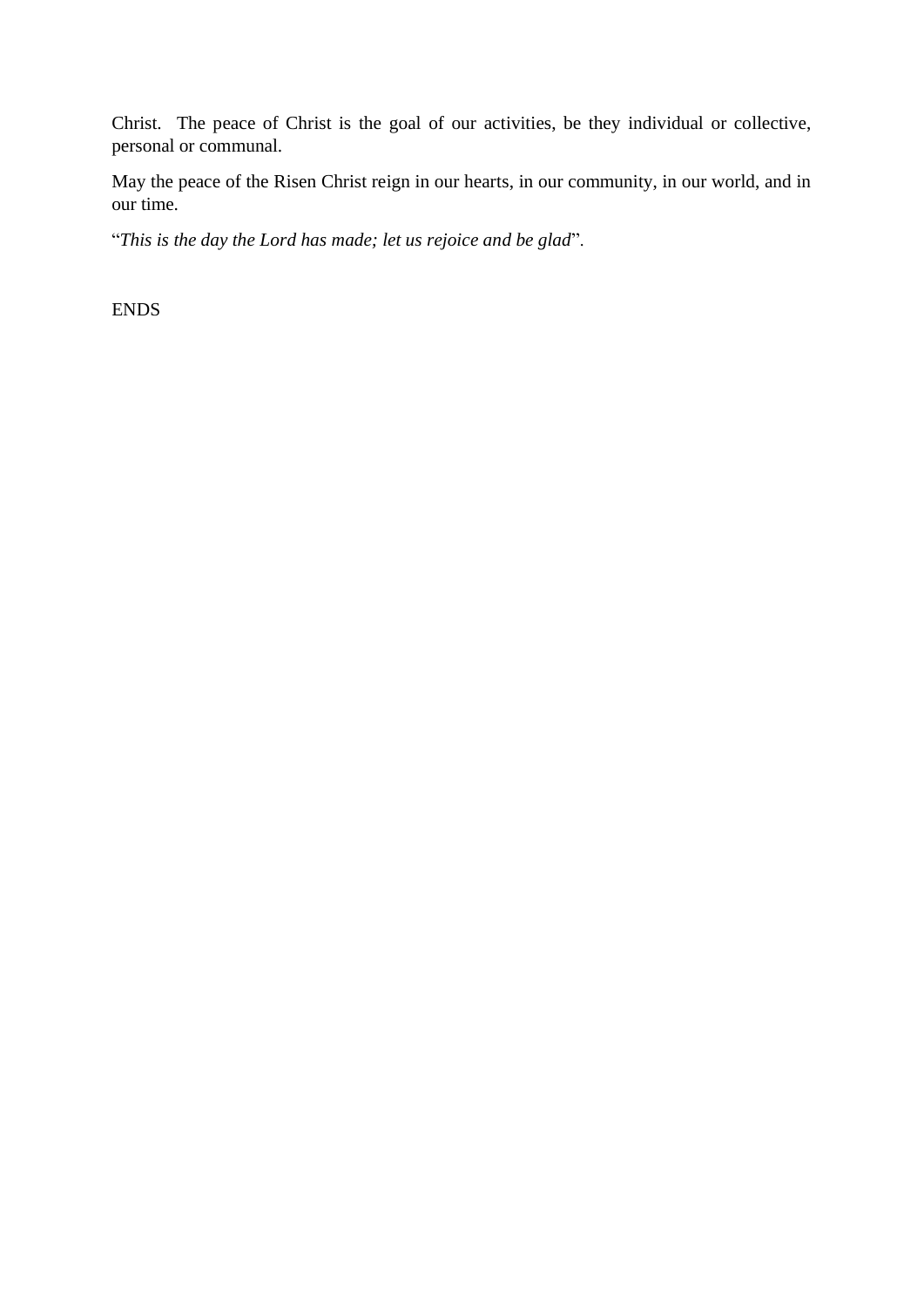Christ. The peace of Christ is the goal of our activities, be they individual or collective, personal or communal.

May the peace of the Risen Christ reign in our hearts, in our community, in our world, and in our time.

"*This is the day the Lord has made; let us rejoice and be glad*".

ENDS